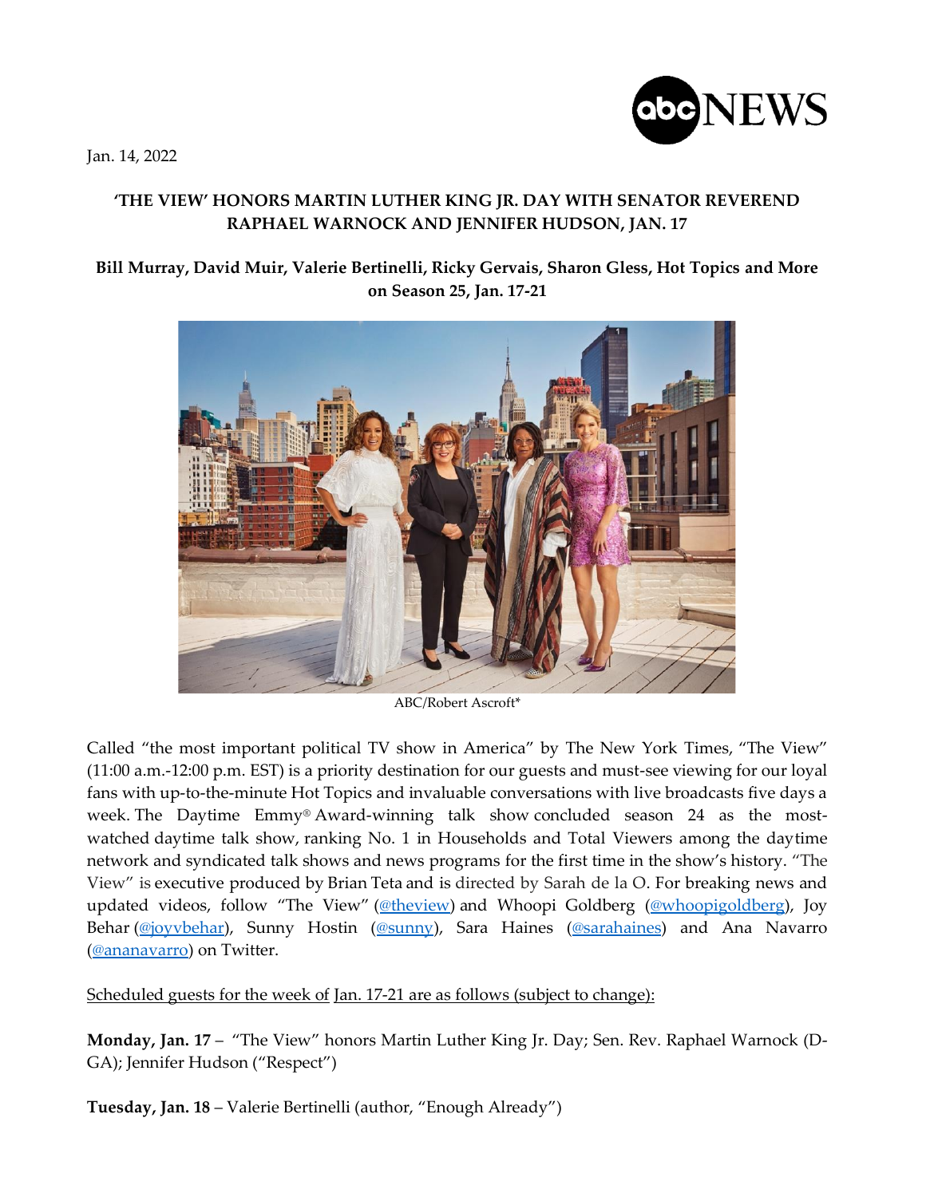Jan. 14, 2022

# 'THE VIEW' HONORS MARTIN LUTHER KING JR. DAY WITH SENATOR REVEREND RAPHAEL WARNOCK AND JENNIFER HUDSON, JAN. 17

## Bill Murray, David Muir, Valerie Bertinelli, Ricky Gervais, Sharon Gless, Hot Topics and More on Season 25, Jan. 17-21

ABC/Robert Ascroft*

Called "the most important political TV show in America" by The New York Times, "The View" (11:00 a.m.-12:00 p.m. EST) is a priority destination for our guests and must-see viewing for our loyal fans with up-to-the-minute Hot Topics and invaluable conversations with live broadcasts five days a week. The Daytime Emmy® Award-winning talk show concluded season 24 as the most-watched daytime talk show, ranking No. 1 in Households and Total Viewers among the daytime network and syndicated talk shows and news programs for the first time in the show's history. "The View" is executive produced by Brian Teta and is directed by Sarah de la O. For breaking news and updated videos, follow "The View" (@theview) and Whoopi Goldberg (@whoopigoldberg), Joy Behar (@joyvbehar), Sunny Hostin (@sunny), Sara Haines (@sarahaines) and Ana Navarro (@ananavarro) on Twitter.

Scheduled guests for the week of Jan. 17-21 are as follows (subject to change):

**Monday, Jan. 17** – "The View" honors Martin Luther King Jr. Day; Sen. Rev. Raphael Warnock (D-GA); Jennifer Hudson ("Respect")

**Tuesday, Jan. 18** – Valerie Bertinelli (author, "Enough Already")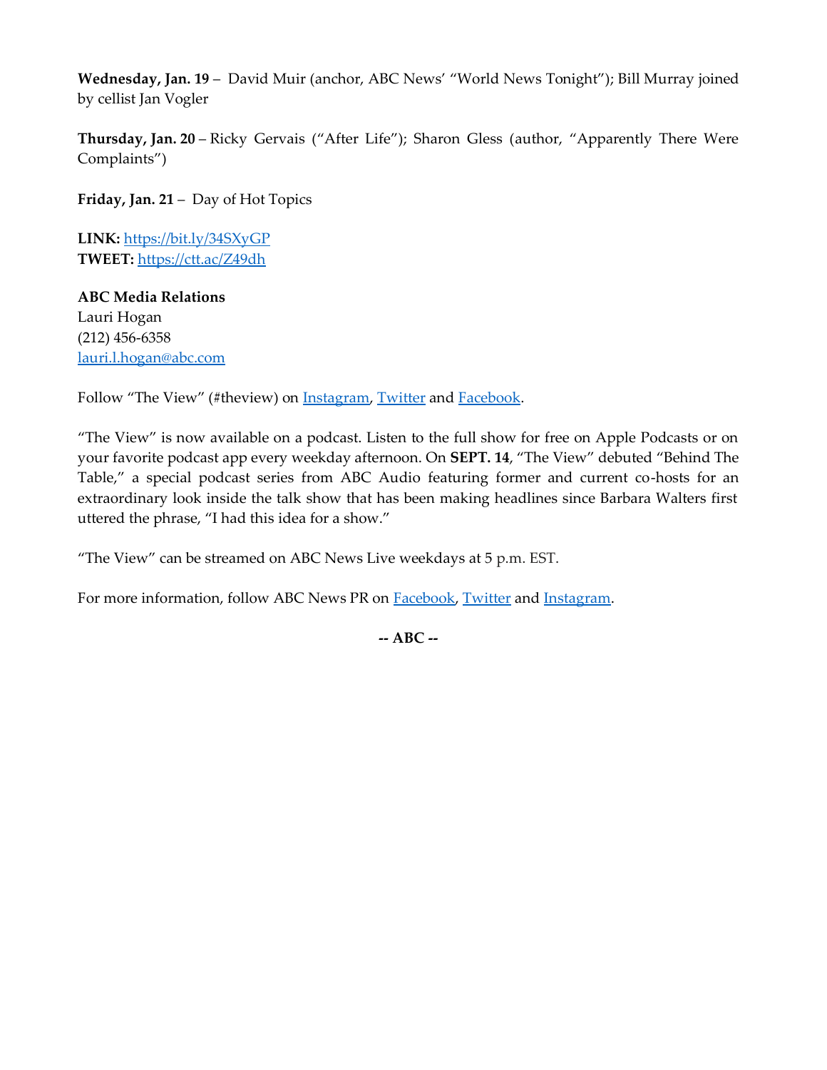**Wednesday, Jan. 19** – David Muir (anchor, ABC News' "World News Tonight"); Bill Murray joined by cellist Jan Vogler

**Thursday, Jan. 20** – Ricky Gervais ("After Life"); Sharon Gless (author, "Apparently There Were Complaints")

**Friday, Jan. 21** – Day of Hot Topics

**LINK:** https://bit.ly/34SXyGP
**TWEET:** https://ctt.ac/Z49dh

**ABC Media Relations**
Lauri Hogan
(212) 456-6358
lauri.l.hogan@abc.com

Follow "The View" (#theview) on Instagram, Twitter and Facebook.

"The View" is now available on a podcast. Listen to the full show for free on Apple Podcasts or on your favorite podcast app every weekday afternoon. On **SEPT. 14**, "The View" debuted "Behind The Table," a special podcast series from ABC Audio featuring former and current co-hosts for an extraordinary look inside the talk show that has been making headlines since Barbara Walters first uttered the phrase, "I had this idea for a show."

"The View" can be streamed on ABC News Live weekdays at 5 p.m. EST.

For more information, follow ABC News PR on Facebook, Twitter and Instagram.

**-- ABC --**